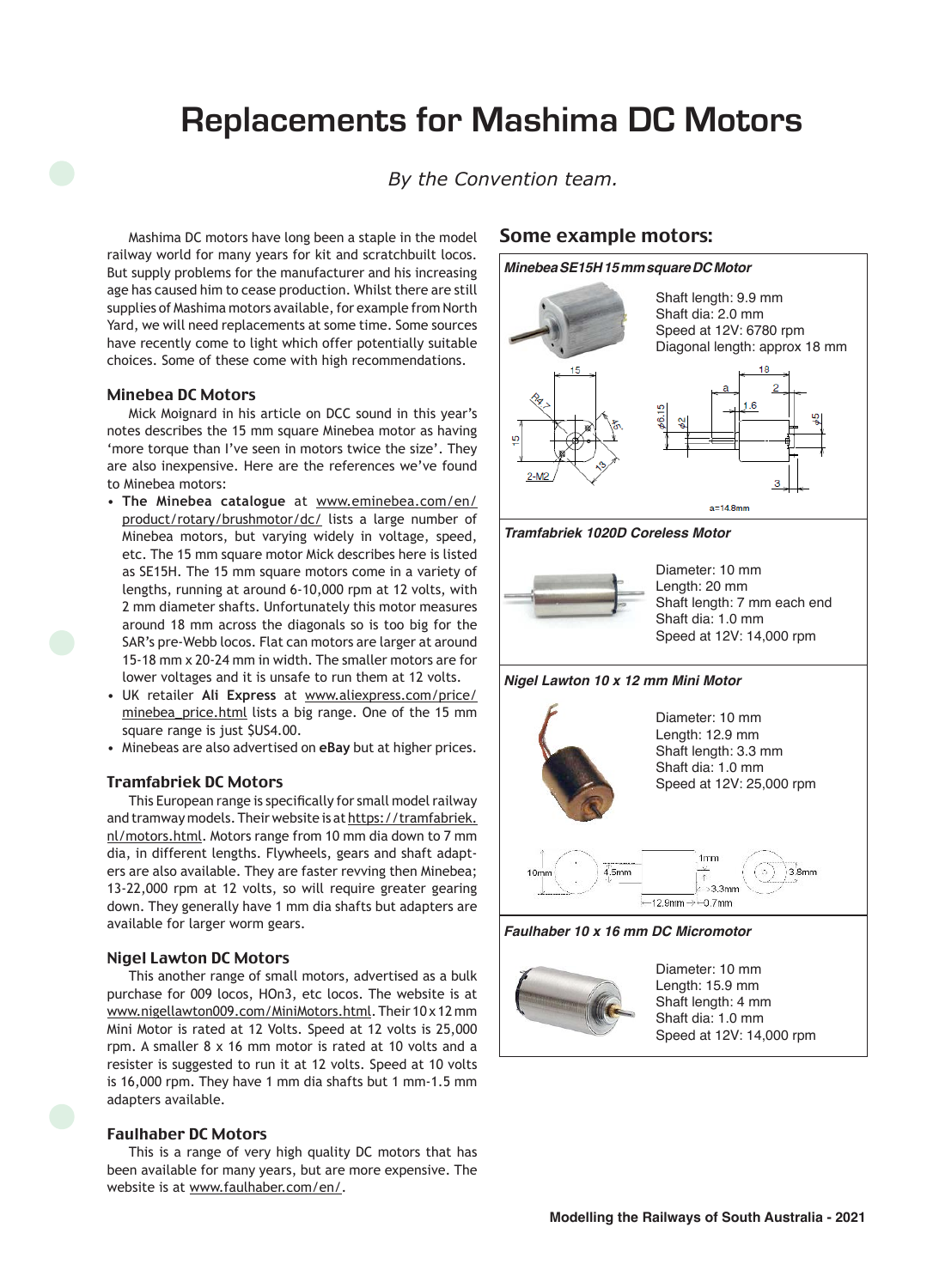# Replacements for Mashima DC Motors

*By the Convention team.*

Mashima DC motors have long been a staple in the model railway world for many years for kit and scratchbuilt locos. But supply problems for the manufacturer and his increasing age has caused him to cease production. Whilst there are still supplies of Mashima motors available, for example from North Yard, we will need replacements at some time. Some sources have recently come to light which offer potentially suitable choices. Some of these come with high recommendations.

### Minebea DC Motors

Mick Moignard in his article on DCC sound in this year's notes describes the 15 mm square Minebea motor as having 'more torque than I've seen in motors twice the size'. They are also inexpensive. Here are the references we've found to Minebea motors:

- **The Minebea catalogue** at www.eminebea.com/en/product/rotary/brushmotor/dc/ lists a large number of Minebea motors, but varying widely in voltage, speed, etc. The 15 mm square motor Mick describes here is listed as SE15H. The 15 mm square motors come in a variety of lengths, running at around 6-10,000 rpm at 12 volts, with 2 mm diameter shafts. Unfortunately this motor measures around 18 mm across the diagonals so is too big for the SAR's pre-Webb locos. Flat can motors are larger at around 15-18 mm x 20-24 mm in width. The smaller motors are for lower voltages and it is unsafe to run them at 12 volts.
- UK retailer **Ali Express** at www.aliexpress.com/price/minebea_price.html lists a big range. One of the 15 mm square range is just $US4.00.
- Minebeas are also advertised on **eBay** but at higher prices.

### Tramfabriek DC Motors

This European range is specifically for small model railway and tramway models. Their website is at https://tramfabriek.nl/motors.html. Motors range from 10 mm dia down to 7 mm dia, in different lengths. Flywheels, gears and shaft adapters are also available. They are faster revving then Minebea; 13-22,000 rpm at 12 volts, so will require greater gearing down. They generally have 1 mm dia shafts but adapters are available for larger worm gears.

### Nigel Lawton DC Motors

This another range of small motors, advertised as a bulk purchase for 009 locos, HOn3, etc locos. The website is at www.nigellawton009.com/MiniMotors.html. Their 10 x 12 mm Mini Motor is rated at 12 Volts. Speed at 12 volts is 25,000 rpm. A smaller 8 x 16 mm motor is rated at 10 volts and a resister is suggested to run it at 12 volts. Speed at 10 volts is 16,000 rpm. They have 1 mm dia shafts but 1 mm-1.5 mm adapters available.

### Faulhaber DC Motors

This is a range of very high quality DC motors that has been available for many years, but are more expensive. The website is at www.faulhaber.com/en/.

## Some example motors:

***Minebea SE15H 15 mm square DC Motor***

Shaft length: 9.9 mm
Shaft dia: 2.0 mm
Speed at 12V: 6780 rpm
Diagonal length: approx 18 mm

***Tramfabriek 1020D Coreless Motor***

Diameter: 10 mm
Length: 20 mm
Shaft length: 7 mm each end
Shaft dia: 1.0 mm
Speed at 12V: 14,000 rpm

***Nigel Lawton 10 x 12 mm Mini Motor***

Diameter: 10 mm
Length: 12.9 mm
Shaft length: 3.3 mm
Shaft dia: 1.0 mm
Speed at 12V: 25,000 rpm

***Faulhaber 10 x 16 mm DC Micromotor***

Diameter: 10 mm
Length: 15.9 mm
Shaft length: 4 mm
Shaft dia: 1.0 mm
Speed at 12V: 14,000 rpm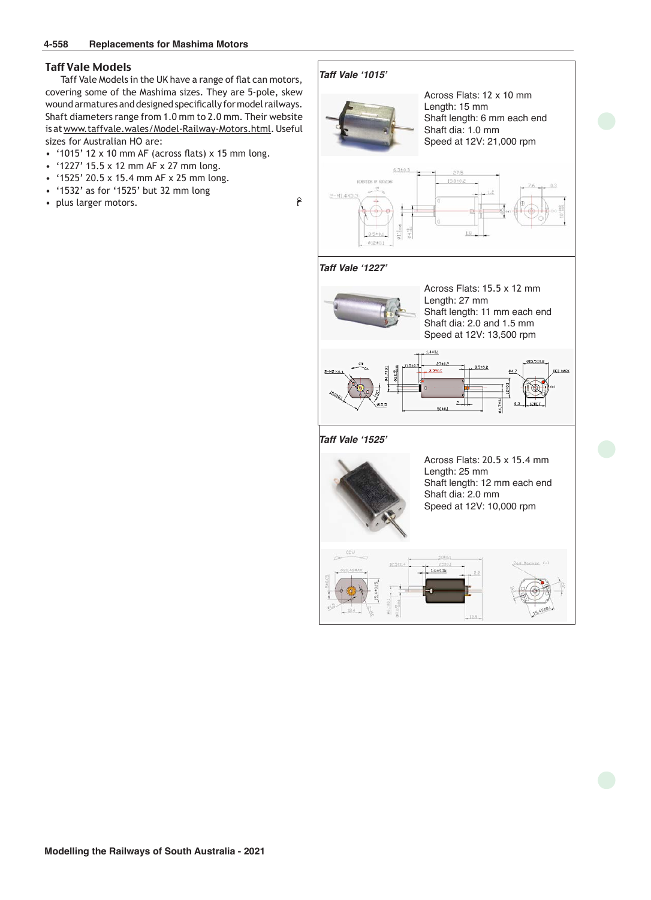## Taff Vale Models

Taff Vale Models in the UK have a range of flat can motors, covering some of the Mashima sizes. They are 5-pole, skew wound armatures and designed specifically for model railways. Shaft diameters range from 1.0 mm to 2.0 mm. Their website is at www.taffvale.wales/Model-Railway-Motors.html. Useful sizes for Australian HO are:

- '1015' 12 x 10 mm AF (across flats) x 15 mm long.
- '1227' 15.5 x 12 mm AF x 27 mm long.
- '1525' 20.5 x 15.4 mm AF x 25 mm long.
- '1532' as for '1525' but 32 mm long
- plus larger motors.

### *Taff Vale '1015'*

Across Flats: 12 x 10 mm
Length: 15 mm
Shaft length: 6 mm each end
Shaft dia: 1.0 mm
Speed at 12V: 21,000 rpm

### *Taff Vale '1227'*

Across Flats: 15.5 x 12 mm
Length: 27 mm
Shaft length: 11 mm each end
Shaft dia: 2.0 and 1.5 mm
Speed at 12V: 13,500 rpm

### *Taff Vale '1525'*

Across Flats: 20.5 x 15.4 mm
Length: 25 mm
Shaft length: 12 mm each end
Shaft dia: 2.0 mm
Speed at 12V: 10,000 rpm